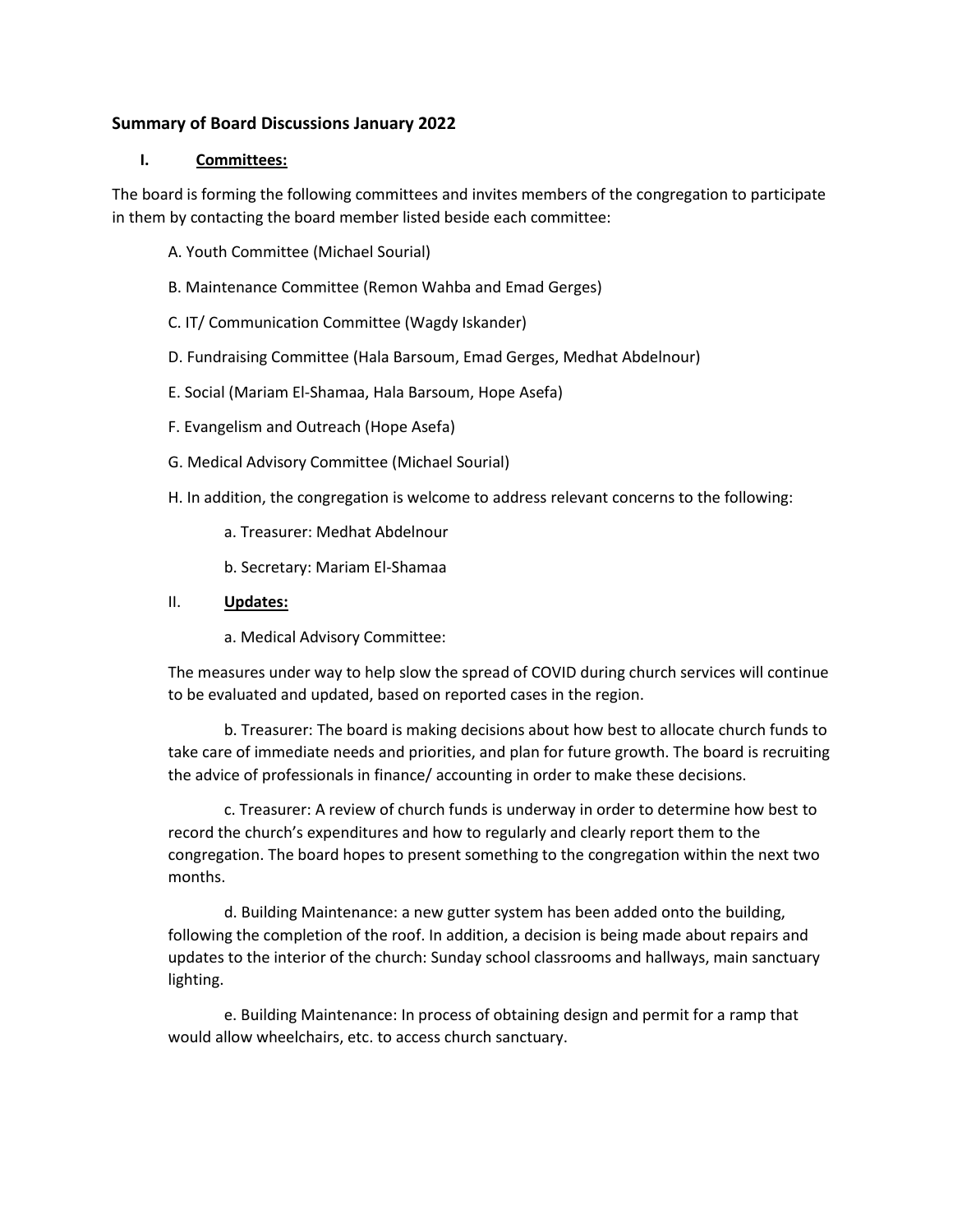## Summary of Board Discussions January 2022

### I. Committees:

The board is forming the following committees and invites members of the congregation to participate in them by contacting the board member listed beside each committee:

A. Youth Committee (Michael Sourial)

B. Maintenance Committee (Remon Wahba and Emad Gerges)

C. IT/ Communication Committee (Wagdy Iskander)

D. Fundraising Committee (Hala Barsoum, Emad Gerges, Medhat Abdelnour)

E. Social (Mariam El-Shamaa, Hala Barsoum, Hope Asefa)

F. Evangelism and Outreach (Hope Asefa)

G. Medical Advisory Committee (Michael Sourial)

H. In addition, the congregation is welcome to address relevant concerns to the following:

a. Treasurer: Medhat Abdelnour

b. Secretary: Mariam El-Shamaa

### II. Updates:

a. Medical Advisory Committee:

The measures under way to help slow the spread of COVID during church services will continue to be evaluated and updated, based on reported cases in the region.

b. Treasurer: The board is making decisions about how best to allocate church funds to take care of immediate needs and priorities, and plan for future growth. The board is recruiting the advice of professionals in finance/ accounting in order to make these decisions.

c. Treasurer: A review of church funds is underway in order to determine how best to record the church's expenditures and how to regularly and clearly report them to the congregation. The board hopes to present something to the congregation within the next two months.

d. Building Maintenance: a new gutter system has been added onto the building, following the completion of the roof. In addition, a decision is being made about repairs and updates to the interior of the church: Sunday school classrooms and hallways, main sanctuary lighting.

e. Building Maintenance: In process of obtaining design and permit for a ramp that would allow wheelchairs, etc. to access church sanctuary.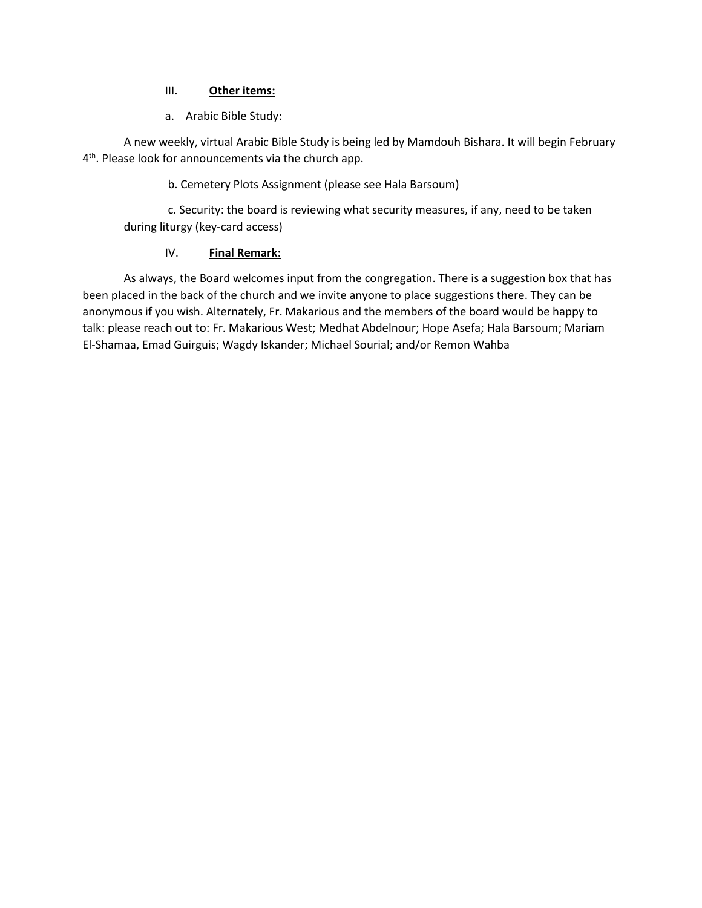III. **Other items:**

a. Arabic Bible Study:

A new weekly, virtual Arabic Bible Study is being led by Mamdouh Bishara. It will begin February 4th. Please look for announcements via the church app.

b. Cemetery Plots Assignment (please see Hala Barsoum)

c. Security: the board is reviewing what security measures, if any, need to be taken during liturgy (key-card access)

IV. **Final Remark:**

As always, the Board welcomes input from the congregation. There is a suggestion box that has been placed in the back of the church and we invite anyone to place suggestions there. They can be anonymous if you wish. Alternately, Fr. Makarious and the members of the board would be happy to talk: please reach out to: Fr. Makarious West; Medhat Abdelnour; Hope Asefa; Hala Barsoum; Mariam El-Shamaa, Emad Guirguis; Wagdy Iskander; Michael Sourial; and/or Remon Wahba